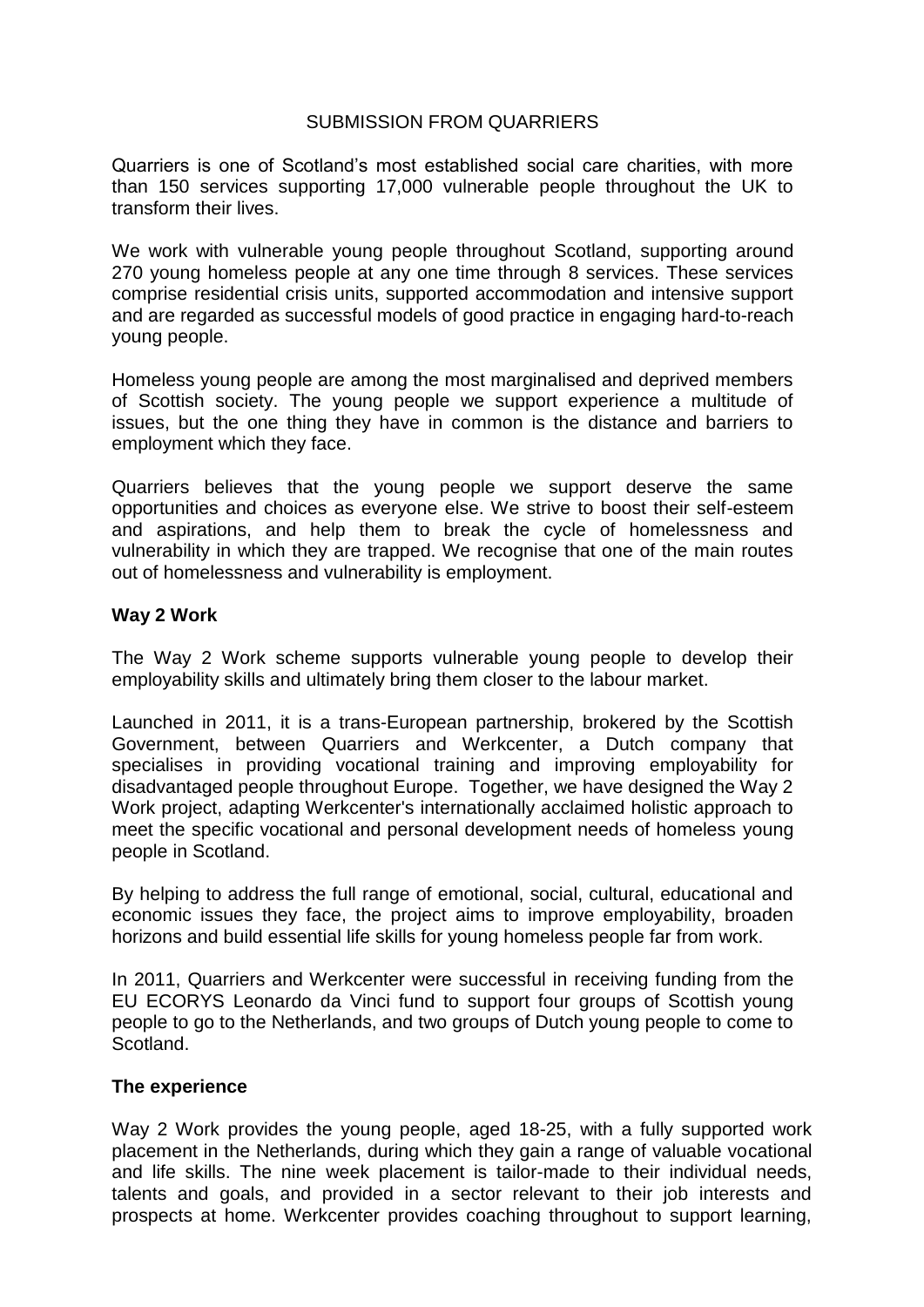# SUBMISSION FROM QUARRIERS

Quarriers is one of Scotland's most established social care charities, with more than 150 services supporting 17,000 vulnerable people throughout the UK to transform their lives.

We work with vulnerable young people throughout Scotland, supporting around 270 young homeless people at any one time through 8 services. These services comprise residential crisis units, supported accommodation and intensive support and are regarded as successful models of good practice in engaging hard-to-reach young people.

Homeless young people are among the most marginalised and deprived members of Scottish society. The young people we support experience a multitude of issues, but the one thing they have in common is the distance and barriers to employment which they face.

Quarriers believes that the young people we support deserve the same opportunities and choices as everyone else. We strive to boost their self-esteem and aspirations, and help them to break the cycle of homelessness and vulnerability in which they are trapped. We recognise that one of the main routes out of homelessness and vulnerability is employment.

**Way 2 Work**

The Way 2 Work scheme supports vulnerable young people to develop their employability skills and ultimately bring them closer to the labour market.

Launched in 2011, it is a trans-European partnership, brokered by the Scottish Government, between Quarriers and Werkcenter, a Dutch company that specialises in providing vocational training and improving employability for disadvantaged people throughout Europe. Together, we have designed the Way 2 Work project, adapting Werkcenter's internationally acclaimed holistic approach to meet the specific vocational and personal development needs of homeless young people in Scotland.

By helping to address the full range of emotional, social, cultural, educational and economic issues they face, the project aims to improve employability, broaden horizons and build essential life skills for young homeless people far from work.

In 2011, Quarriers and Werkcenter were successful in receiving funding from the EU ECORYS Leonardo da Vinci fund to support four groups of Scottish young people to go to the Netherlands, and two groups of Dutch young people to come to Scotland.

**The experience**

Way 2 Work provides the young people, aged 18-25, with a fully supported work placement in the Netherlands, during which they gain a range of valuable vocational and life skills. The nine week placement is tailor-made to their individual needs, talents and goals, and provided in a sector relevant to their job interests and prospects at home. Werkcenter provides coaching throughout to support learning,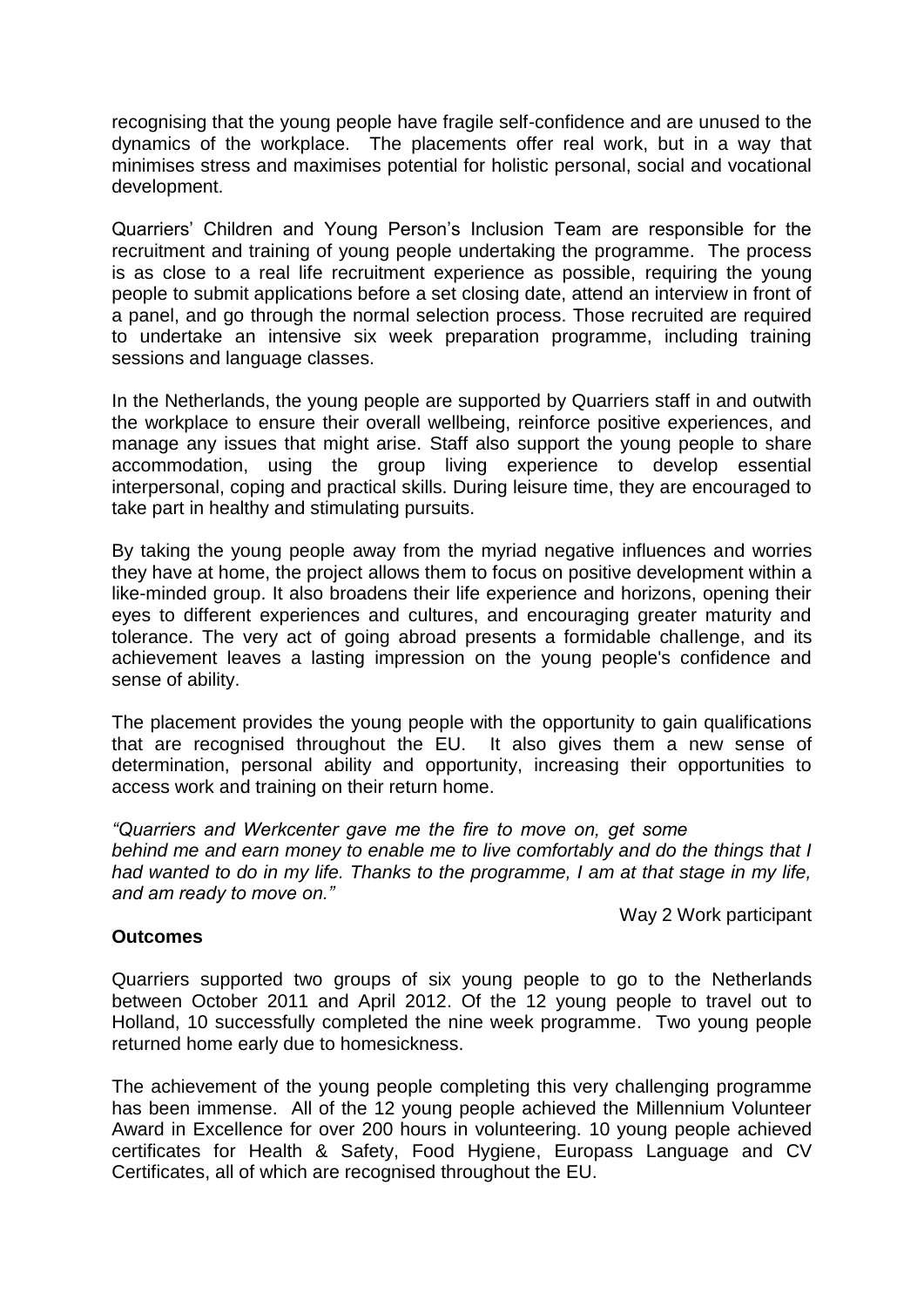recognising that the young people have fragile self-confidence and are unused to the dynamics of the workplace. The placements offer real work, but in a way that minimises stress and maximises potential for holistic personal, social and vocational development.

Quarriers' Children and Young Person's Inclusion Team are responsible for the recruitment and training of young people undertaking the programme. The process is as close to a real life recruitment experience as possible, requiring the young people to submit applications before a set closing date, attend an interview in front of a panel, and go through the normal selection process. Those recruited are required to undertake an intensive six week preparation programme, including training sessions and language classes.

In the Netherlands, the young people are supported by Quarriers staff in and outwith the workplace to ensure their overall wellbeing, reinforce positive experiences, and manage any issues that might arise. Staff also support the young people to share accommodation, using the group living experience to develop essential interpersonal, coping and practical skills. During leisure time, they are encouraged to take part in healthy and stimulating pursuits.

By taking the young people away from the myriad negative influences and worries they have at home, the project allows them to focus on positive development within a like-minded group. It also broadens their life experience and horizons, opening their eyes to different experiences and cultures, and encouraging greater maturity and tolerance. The very act of going abroad presents a formidable challenge, and its achievement leaves a lasting impression on the young people's confidence and sense of ability.

The placement provides the young people with the opportunity to gain qualifications that are recognised throughout the EU. It also gives them a new sense of determination, personal ability and opportunity, increasing their opportunities to access work and training on their return home.

*"Quarriers and Werkcenter gave me the fire to move on, get some behind me and earn money to enable me to live comfortably and do the things that I had wanted to do in my life. Thanks to the programme, I am at that stage in my life, and am ready to move on."*

Way 2 Work participant

**Outcomes**

Quarriers supported two groups of six young people to go to the Netherlands between October 2011 and April 2012. Of the 12 young people to travel out to Holland, 10 successfully completed the nine week programme. Two young people returned home early due to homesickness.

The achievement of the young people completing this very challenging programme has been immense. All of the 12 young people achieved the Millennium Volunteer Award in Excellence for over 200 hours in volunteering. 10 young people achieved certificates for Health & Safety, Food Hygiene, Europass Language and CV Certificates, all of which are recognised throughout the EU.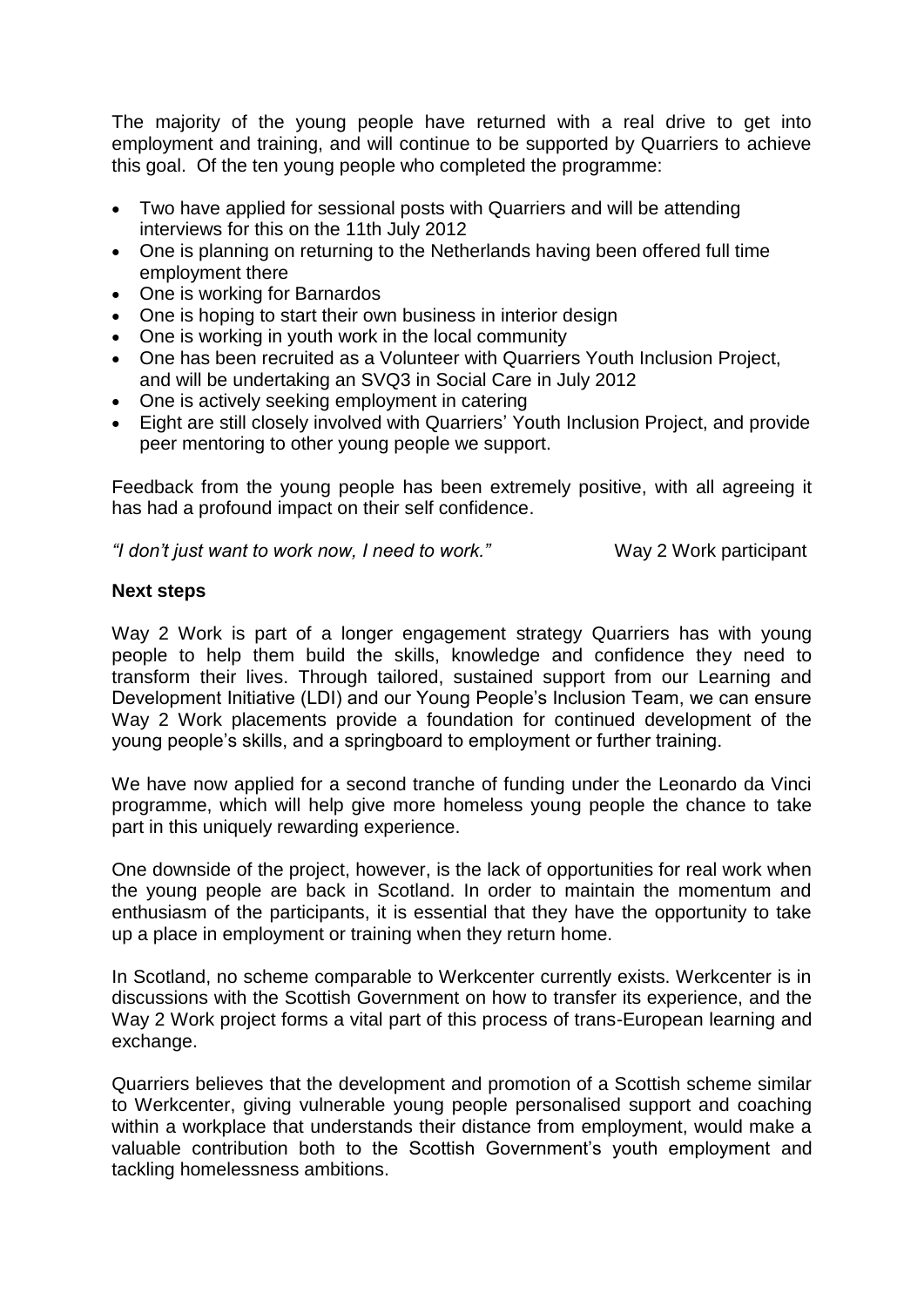The majority of the young people have returned with a real drive to get into employment and training, and will continue to be supported by Quarriers to achieve this goal. Of the ten young people who completed the programme:

- Two have applied for sessional posts with Quarriers and will be attending interviews for this on the 11th July 2012
- One is planning on returning to the Netherlands having been offered full time employment there
- One is working for Barnardos
- One is hoping to start their own business in interior design
- One is working in youth work in the local community
- One has been recruited as a Volunteer with Quarriers Youth Inclusion Project, and will be undertaking an SVQ3 in Social Care in July 2012
- One is actively seeking employment in catering
- Eight are still closely involved with Quarriers' Youth Inclusion Project, and provide peer mentoring to other young people we support.

Feedback from the young people has been extremely positive, with all agreeing it has had a profound impact on their self confidence.

*"I don't just want to work now, I need to work."* Way 2 Work participant

**Next steps**

Way 2 Work is part of a longer engagement strategy Quarriers has with young people to help them build the skills, knowledge and confidence they need to transform their lives. Through tailored, sustained support from our Learning and Development Initiative (LDI) and our Young People's Inclusion Team, we can ensure Way 2 Work placements provide a foundation for continued development of the young people's skills, and a springboard to employment or further training.

We have now applied for a second tranche of funding under the Leonardo da Vinci programme, which will help give more homeless young people the chance to take part in this uniquely rewarding experience.

One downside of the project, however, is the lack of opportunities for real work when the young people are back in Scotland. In order to maintain the momentum and enthusiasm of the participants, it is essential that they have the opportunity to take up a place in employment or training when they return home.

In Scotland, no scheme comparable to Werkcenter currently exists. Werkcenter is in discussions with the Scottish Government on how to transfer its experience, and the Way 2 Work project forms a vital part of this process of trans-European learning and exchange.

Quarriers believes that the development and promotion of a Scottish scheme similar to Werkcenter, giving vulnerable young people personalised support and coaching within a workplace that understands their distance from employment, would make a valuable contribution both to the Scottish Government's youth employment and tackling homelessness ambitions.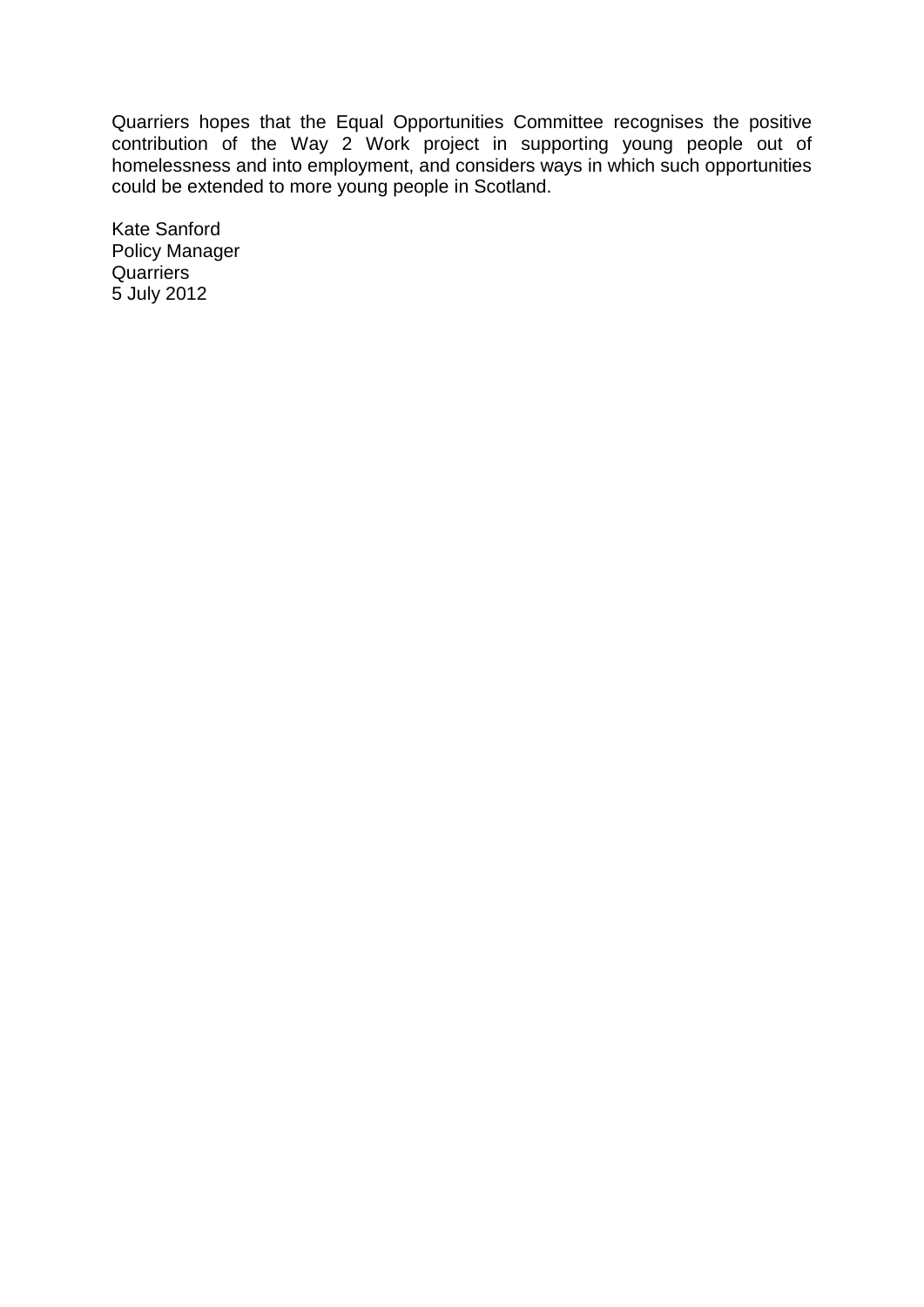Quarriers hopes that the Equal Opportunities Committee recognises the positive contribution of the Way 2 Work project in supporting young people out of homelessness and into employment, and considers ways in which such opportunities could be extended to more young people in Scotland.

Kate Sanford
Policy Manager
Quarriers
5 July 2012